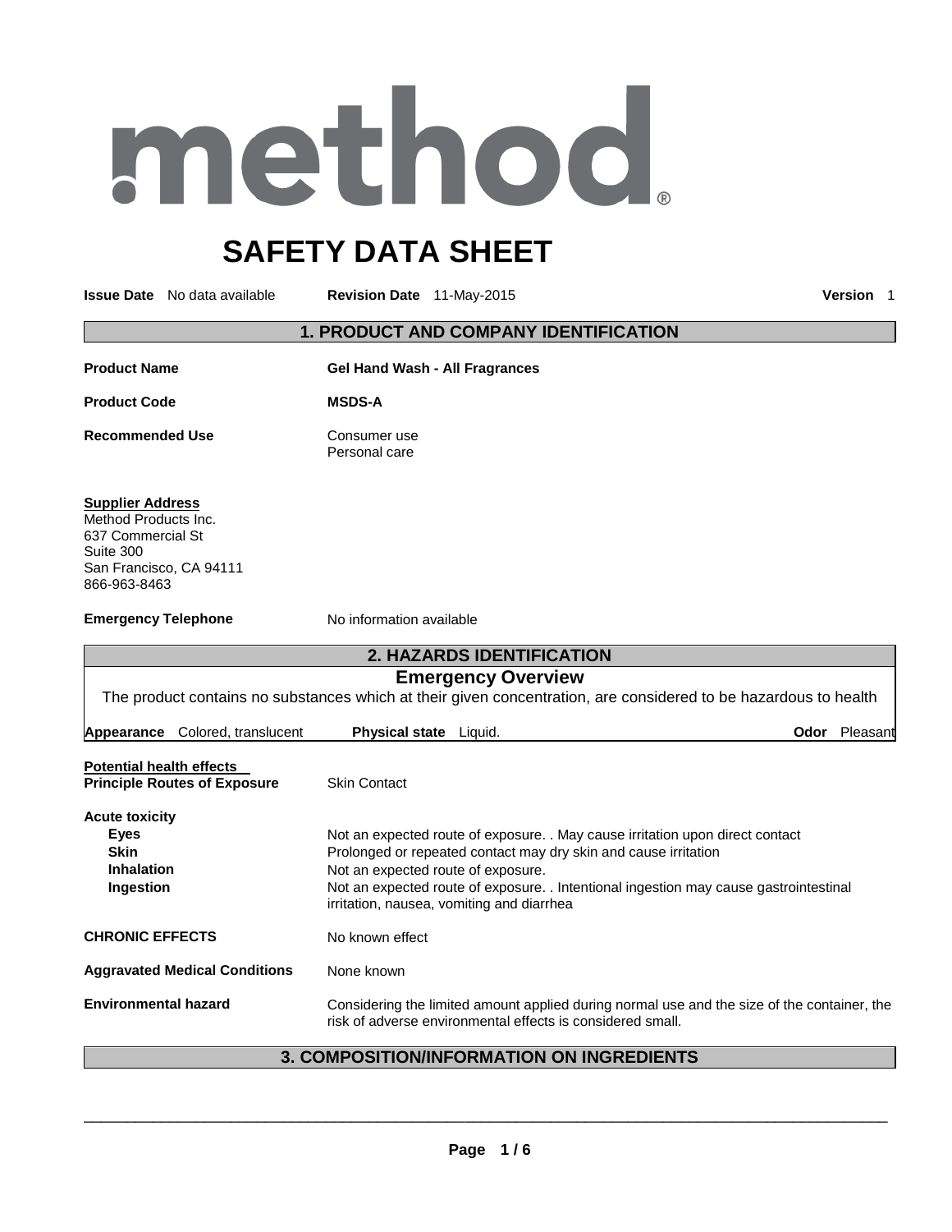method®

# SAFETY DATA SHEET

**Issue Date** No data available **Revision Date** 11-May-2015 **Version** 1

## 1. PRODUCT AND COMPANY IDENTIFICATION

**Product Name** **Gel Hand Wash - All Fragrances**

**Product Code** **MSDS-A**

**Recommended Use** Consumer use
Personal care

**Supplier Address**
Method Products Inc.
637 Commercial St
Suite 300
San Francisco, CA 94111
866-963-8463

**Emergency Telephone** No information available

## 2. HAZARDS IDENTIFICATION

### Emergency Overview

The product contains no substances which at their given concentration, are considered to be hazardous to health

**Appearance** Colored, translucent **Physical state** Liquid. **Odor** Pleasant

**Potential health effects**
**Principle Routes of Exposure** Skin Contact

**Acute toxicity**

**Eyes** Not an expected route of exposure. . May cause irritation upon direct contact
**Skin** Prolonged or repeated contact may dry skin and cause irritation
**Inhalation** Not an expected route of exposure.
**Ingestion** Not an expected route of exposure. . Intentional ingestion may cause gastrointestinal irritation, nausea, vomiting and diarrhea

**CHRONIC EFFECTS** No known effect

**Aggravated Medical Conditions** None known

**Environmental hazard** Considering the limited amount applied during normal use and the size of the container, the risk of adverse environmental effects is considered small.

## 3. COMPOSITION/INFORMATION ON INGREDIENTS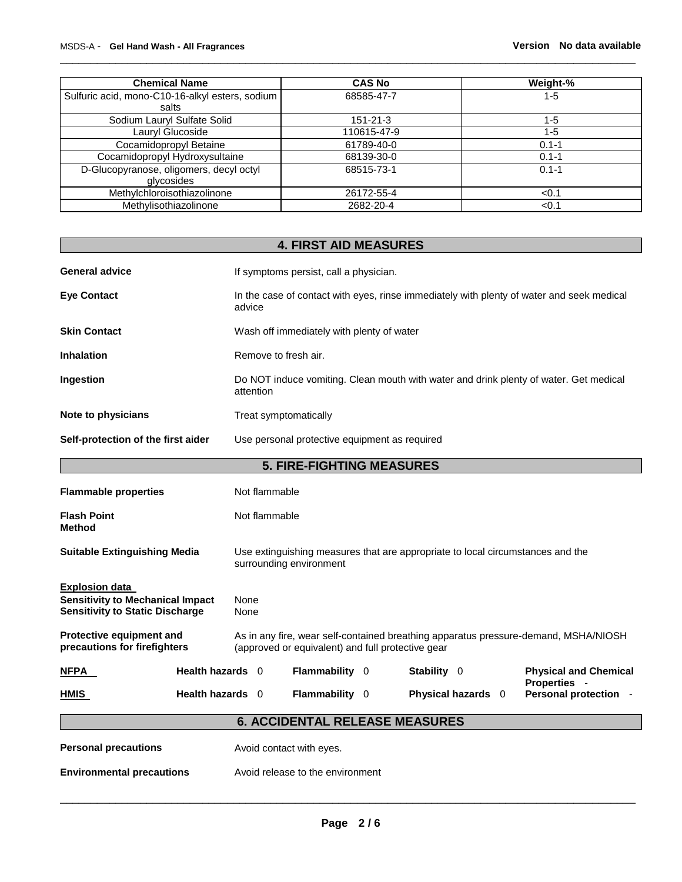| Chemical Name | CAS No | Weight-% |
|---|---|---|
| Sulfuric acid, mono-C10-16-alkyl esters, sodium salts | 68585-47-7 | 1-5 |
| Sodium Lauryl Sulfate Solid | 151-21-3 | 1-5 |
| Lauryl Glucoside | 110615-47-9 | 1-5 |
| Cocamidopropyl Betaine | 61789-40-0 | 0.1-1 |
| Cocamidopropyl Hydroxysultaine | 68139-30-0 | 0.1-1 |
| D-Glucopyranose, oligomers, decyl octyl glycosides | 68515-73-1 | 0.1-1 |
| Methylchloroisothiazolinone | 26172-55-4 | <0.1 |
| Methylisothiazolinone | 2682-20-4 | <0.1 |

## 4. FIRST AID MEASURES

**General advice** If symptoms persist, call a physician.

**Eye Contact** In the case of contact with eyes, rinse immediately with plenty of water and seek medical advice

**Skin Contact** Wash off immediately with plenty of water

**Inhalation** Remove to fresh air.

**Ingestion** Do NOT induce vomiting. Clean mouth with water and drink plenty of water. Get medical attention

**Note to physicians** Treat symptomatically

**Self-protection of the first aider** Use personal protective equipment as required

## 5. FIRE-FIGHTING MEASURES

**Flammable properties** Not flammable

**Flash Point** Not flammable
**Method**

**Suitable Extinguishing Media** Use extinguishing measures that are appropriate to local circumstances and the surrounding environment

**Explosion data**
**Sensitivity to Mechanical Impact** None
**Sensitivity to Static Discharge** None

**Protective equipment and precautions for firefighters** As in any fire, wear self-contained breathing apparatus pressure-demand, MSHA/NIOSH (approved or equivalent) and full protective gear

| | | | | |
|---|---|---|---|---|
| **NFPA** | **Health hazards** 0 | **Flammability** 0 | **Stability** 0 | **Physical and Chemical Properties** - |
| **HMIS** | **Health hazards** 0 | **Flammability** 0 | **Physical hazards** 0 | **Personal protection** - |

## 6. ACCIDENTAL RELEASE MEASURES

**Personal precautions** Avoid contact with eyes.

**Environmental precautions** Avoid release to the environment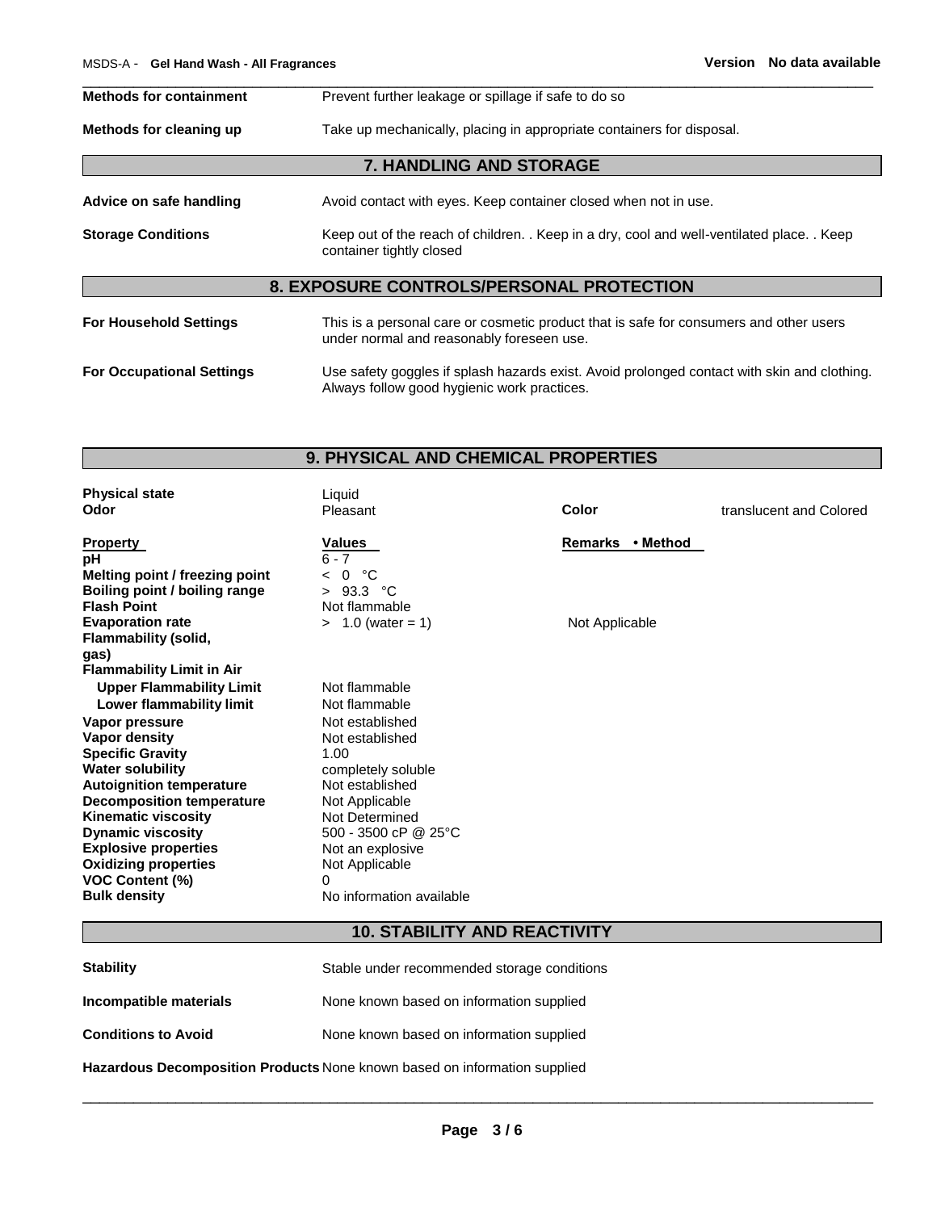| | |
|---|---|
| **Methods for containment** | Prevent further leakage or spillage if safe to do so |
| **Methods for cleaning up** | Take up mechanically, placing in appropriate containers for disposal. |

## 7. HANDLING AND STORAGE

| | |
|---|---|
| **Advice on safe handling** | Avoid contact with eyes. Keep container closed when not in use. |
| **Storage Conditions** | Keep out of the reach of children. . Keep in a dry, cool and well-ventilated place. . Keep container tightly closed |

## 8. EXPOSURE CONTROLS/PERSONAL PROTECTION

| | |
|---|---|
| **For Household Settings** | This is a personal care or cosmetic product that is safe for consumers and other users under normal and reasonably foreseen use. |
| **For Occupational Settings** | Use safety goggles if splash hazards exist. Avoid prolonged contact with skin and clothing. Always follow good hygienic work practices. |

## 9. PHYSICAL AND CHEMICAL PROPERTIES

| | | | |
|---|---|---|---|
| **Physical state** | Liquid | | |
| **Odor** | Pleasant | **Color** | translucent and Colored |

| **Property** | **Values** | **Remarks • Method** |
|---|---|---|
| **pH** | 6 - 7 | |
| **Melting point / freezing point** | < 0 °C | |
| **Boiling point / boiling range** | > 93.3 °C | |
| **Flash Point** | Not flammable | |
| **Evaporation rate** | > 1.0 (water = 1) | Not Applicable |
| **Flammability (solid, gas)** | | |
| **Flammability Limit in Air** | | |
| **Upper Flammability Limit** | Not flammable | |
| **Lower flammability limit** | Not flammable | |
| **Vapor pressure** | Not established | |
| **Vapor density** | Not established | |
| **Specific Gravity** | 1.00 | |
| **Water solubility** | completely soluble | |
| **Autoignition temperature** | Not established | |
| **Decomposition temperature** | Not Applicable | |
| **Kinematic viscosity** | Not Determined | |
| **Dynamic viscosity** | 500 - 3500 cP @ 25°C | |
| **Explosive properties** | Not an explosive | |
| **Oxidizing properties** | Not Applicable | |
| **VOC Content (%)** | 0 | |
| **Bulk density** | No information available | |

## 10. STABILITY AND REACTIVITY

| | |
|---|---|
| **Stability** | Stable under recommended storage conditions |
| **Incompatible materials** | None known based on information supplied |
| **Conditions to Avoid** | None known based on information supplied |
| **Hazardous Decomposition Products** | None known based on information supplied |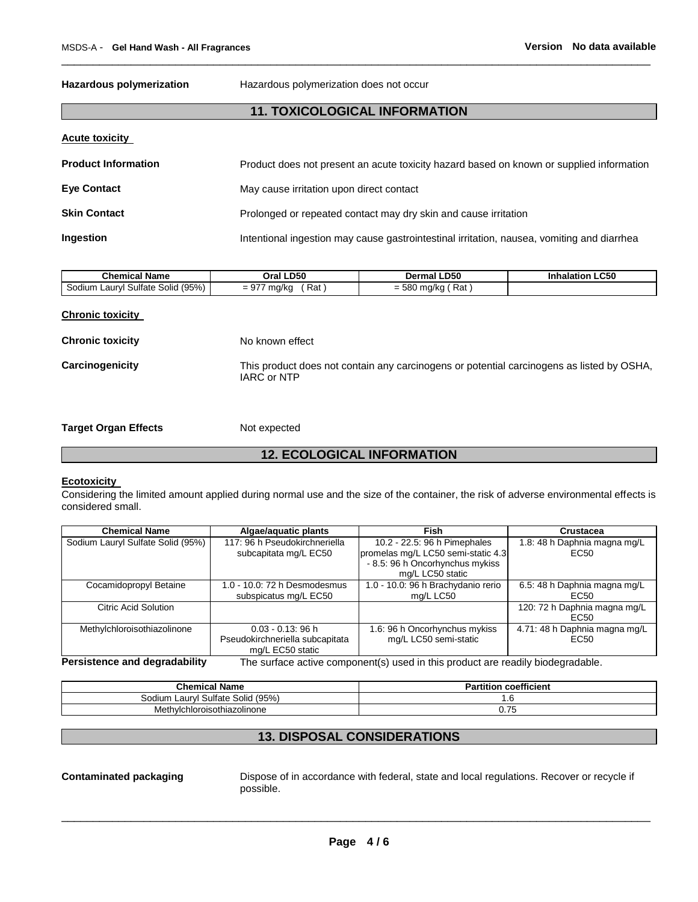**Hazardous polymerization** Hazardous polymerization does not occur

## 11. TOXICOLOGICAL INFORMATION

**Acute toxicity**

**Product Information** Product does not present an acute toxicity hazard based on known or supplied information

**Eye Contact** May cause irritation upon direct contact

**Skin Contact** Prolonged or repeated contact may dry skin and cause irritation

**Ingestion** Intentional ingestion may cause gastrointestinal irritation, nausea, vomiting and diarrhea

| Chemical Name | Oral LD50 | Dermal LD50 | Inhalation LC50 |
|---|---|---|---|
| Sodium Lauryl Sulfate Solid (95%) | = 977 mg/kg ( Rat ) | = 580 mg/kg ( Rat ) | |

**Chronic toxicity**

**Chronic toxicity** No known effect

**Carcinogenicity** This product does not contain any carcinogens or potential carcinogens as listed by OSHA, IARC or NTP

**Target Organ Effects** Not expected

## 12. ECOLOGICAL INFORMATION

**Ecotoxicity**

Considering the limited amount applied during normal use and the size of the container, the risk of adverse environmental effects is considered small.

| Chemical Name | Algae/aquatic plants | Fish | Crustacea |
|---|---|---|---|
| Sodium Lauryl Sulfate Solid (95%) | 117: 96 h Pseudokirchneriella subcapitata mg/L EC50 | 10.2 - 22.5: 96 h Pimephales promelas mg/L LC50 semi-static 4.3 - 8.5: 96 h Oncorhynchus mykiss mg/L LC50 static | 1.8: 48 h Daphnia magna mg/L EC50 |
| Cocamidopropyl Betaine | 1.0 - 10.0: 72 h Desmodesmus subspicatus mg/L EC50 | 1.0 - 10.0: 96 h Brachydanio rerio mg/L LC50 | 6.5: 48 h Daphnia magna mg/L EC50 |
| Citric Acid Solution | | | 120: 72 h Daphnia magna mg/L EC50 |
| Methylchloroisothiazolinone | 0.03 - 0.13: 96 h Pseudokirchneriella subcapitata mg/L EC50 static | 1.6: 96 h Oncorhynchus mykiss mg/L LC50 semi-static | 4.71: 48 h Daphnia magna mg/L EC50 |

**Persistence and degradability** The surface active component(s) used in this product are readily biodegradable.

| Chemical Name | Partition coefficient |
|---|---|
| Sodium Lauryl Sulfate Solid (95%) | 1.6 |
| Methylchloroisothiazolinone | 0.75 |

## 13. DISPOSAL CONSIDERATIONS

**Contaminated packaging** Dispose of in accordance with federal, state and local regulations. Recover or recycle if possible.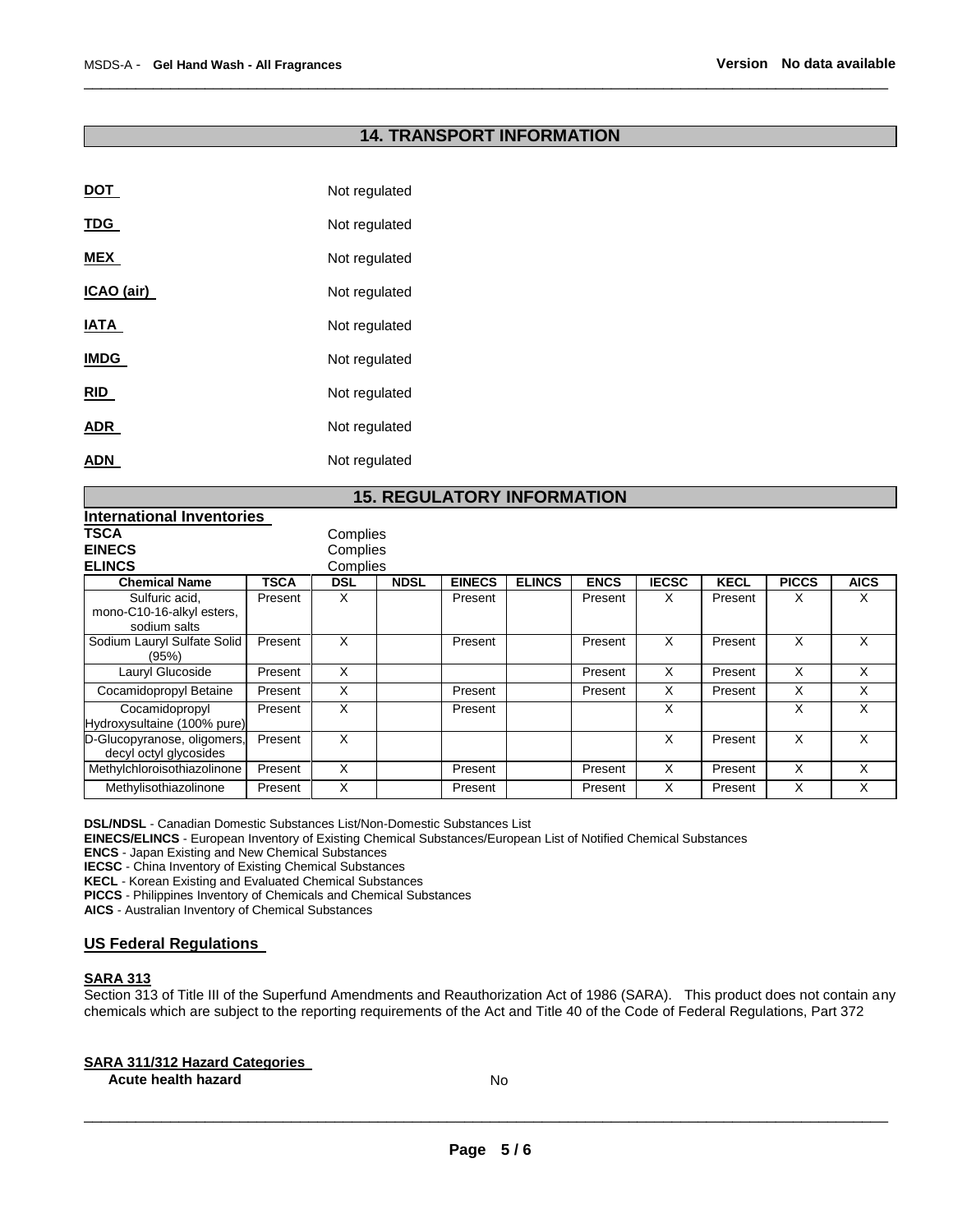## 14. TRANSPORT INFORMATION

| | |
|---|---|
| **DOT** | Not regulated |
| **TDG** | Not regulated |
| **MEX** | Not regulated |
| **ICAO (air)** | Not regulated |
| **IATA** | Not regulated |
| **IMDG** | Not regulated |
| **RID** | Not regulated |
| **ADR** | Not regulated |
| **ADN** | Not regulated |

## 15. REGULATORY INFORMATION

**International Inventories**

| | |
|---|---|
| **TSCA** | Complies |
| **EINECS** | Complies |
| **ELINCS** | Complies |

| Chemical Name | TSCA | DSL | NDSL | EINECS | ELINCS | ENCS | IECSC | KECL | PICCS | AICS |
|---|---|---|---|---|---|---|---|---|---|---|
| Sulfuric acid, mono-C10-16-alkyl esters, sodium salts | Present | X | | Present | | Present | X | Present | X | X |
| Sodium Lauryl Sulfate Solid (95%) | Present | X | | Present | | Present | X | Present | X | X |
| Lauryl Glucoside | Present | X | | | | Present | X | Present | X | X |
| Cocamidopropyl Betaine | Present | X | | Present | | Present | X | Present | X | X |
| Cocamidopropyl Hydroxysultaine (100% pure) | Present | X | | Present | | | X | | X | X |
| D-Glucopyranose, oligomers, decyl octyl glycosides | Present | X | | | | | X | Present | X | X |
| Methylchloroisothiazolinone | Present | X | | Present | | Present | X | Present | X | X |
| Methylisothiazolinone | Present | X | | Present | | Present | X | Present | X | X |

**DSL/NDSL** - Canadian Domestic Substances List/Non-Domestic Substances List
**EINECS/ELINCS** - European Inventory of Existing Chemical Substances/European List of Notified Chemical Substances
**ENCS** - Japan Existing and New Chemical Substances
**IECSC** - China Inventory of Existing Chemical Substances
**KECL** - Korean Existing and Evaluated Chemical Substances
**PICCS** - Philippines Inventory of Chemicals and Chemical Substances
**AICS** - Australian Inventory of Chemical Substances

### US Federal Regulations

**SARA 313**
Section 313 of Title III of the Superfund Amendments and Reauthorization Act of 1986 (SARA). This product does not contain any chemicals which are subject to the reporting requirements of the Act and Title 40 of the Code of Federal Regulations, Part 372

**SARA 311/312 Hazard Categories**

| | |
|---|---|
| **Acute health hazard** | No |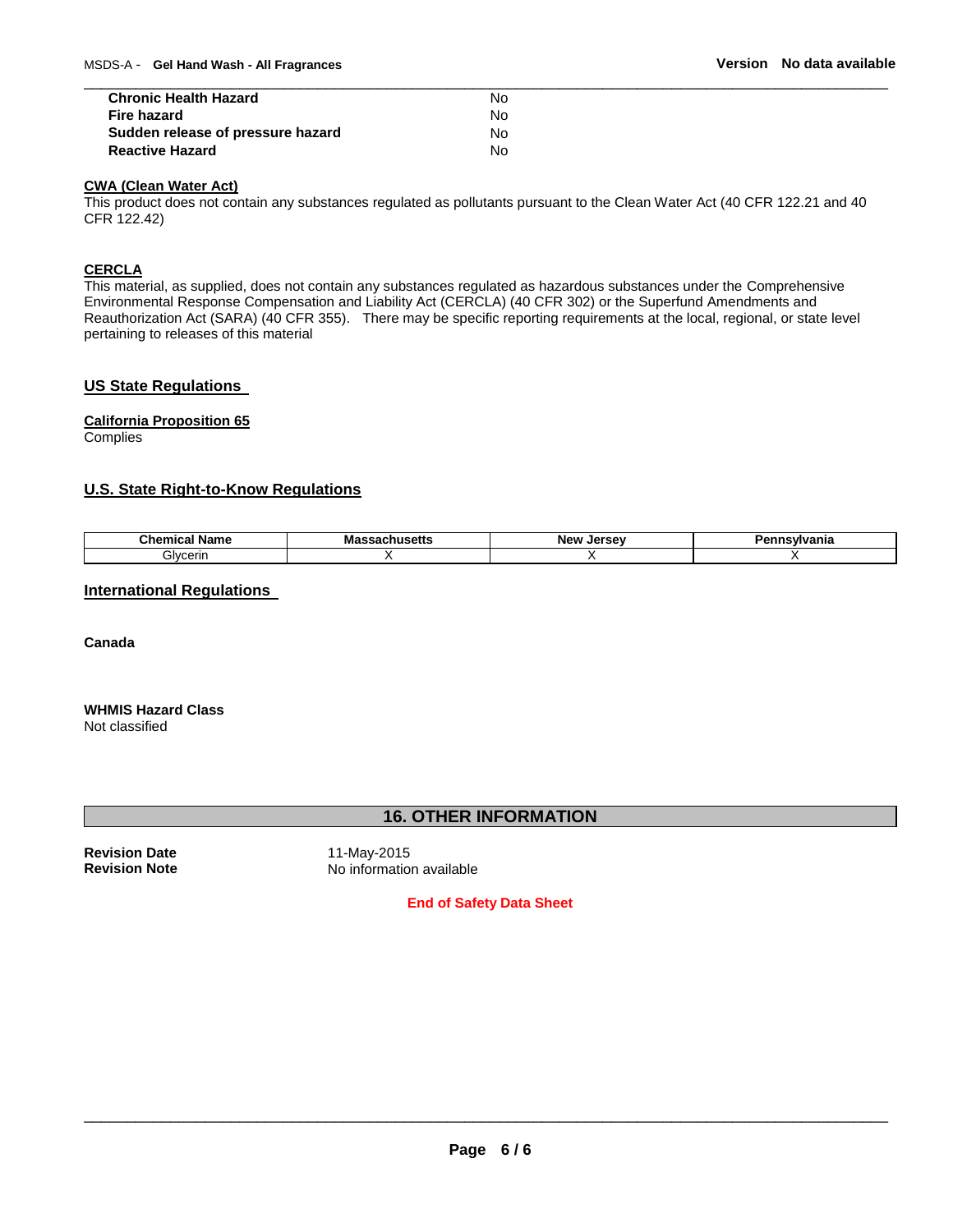| | |
|---|---|
| **Chronic Health Hazard** | No |
| **Fire hazard** | No |
| **Sudden release of pressure hazard** | No |
| **Reactive Hazard** | No |

**CWA (Clean Water Act)**
This product does not contain any substances regulated as pollutants pursuant to the Clean Water Act (40 CFR 122.21 and 40 CFR 122.42)

**CERCLA**
This material, as supplied, does not contain any substances regulated as hazardous substances under the Comprehensive Environmental Response Compensation and Liability Act (CERCLA) (40 CFR 302) or the Superfund Amendments and Reauthorization Act (SARA) (40 CFR 355). There may be specific reporting requirements at the local, regional, or state level pertaining to releases of this material

### US State Regulations

**California Proposition 65**
Complies

### U.S. State Right-to-Know Regulations

| Chemical Name | Massachusetts | New Jersey | Pennsylvania |
|---|---|---|---|
| Glycerin | X | X | X |

### International Regulations

**Canada**

**WHMIS Hazard Class**
Not classified

## 16. OTHER INFORMATION

| | |
|---|---|
| **Revision Date** | 11-May-2015 |
| **Revision Note** | No information available |

**End of Safety Data Sheet**